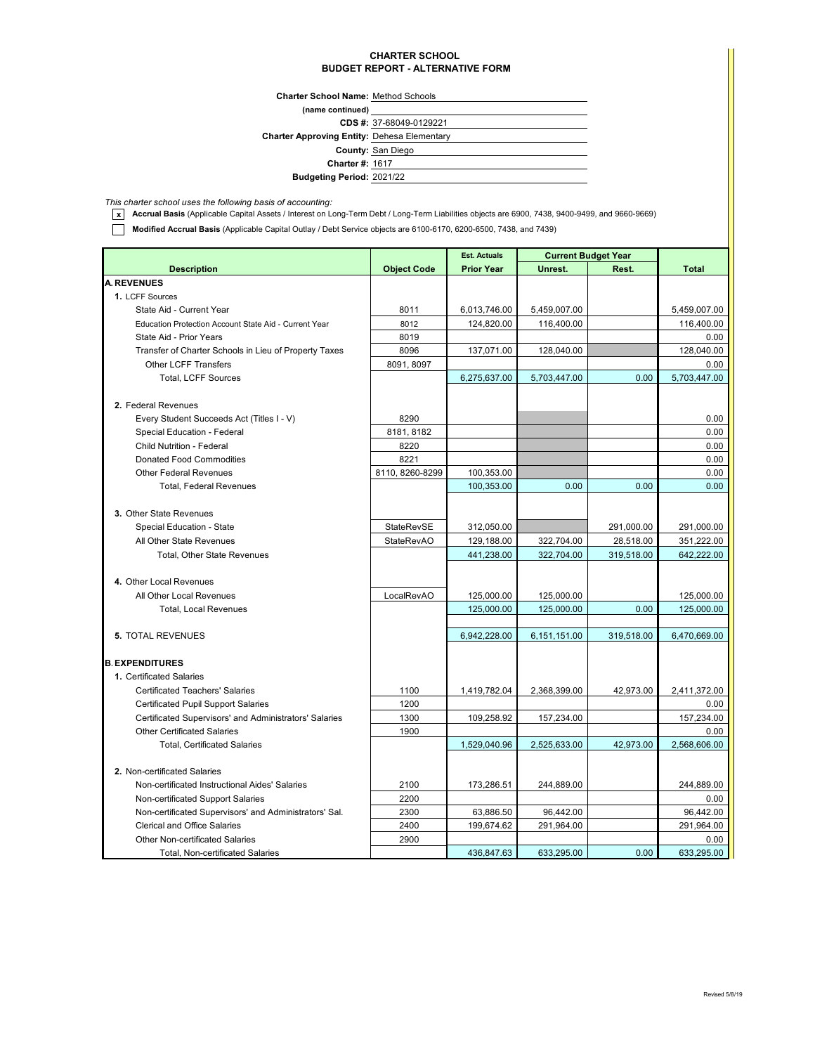# CHARTER SCHOOL
## BUDGET REPORT - ALTERNATIVE FORM

**Charter School Name:** Method Schools
**(name continued)**
**CDS #:** 37-68049-0129221
**Charter Approving Entity:** Dehesa Elementary
**County:** San Diego
**Charter #:** 1617
**Budgeting Period:** 2021/22

*This charter school uses the following basis of accounting:*

[x] **Accrual Basis** (Applicable Capital Assets / Interest on Long-Term Debt / Long-Term Liabilities objects are 6900, 7438, 9400-9499, and 9660-9669)

[ ] **Modified Accrual Basis** (Applicable Capital Outlay / Debt Service objects are 6100-6170, 6200-6500, 7438, and 7439)

| Description | Object Code | Est. Actuals | Current Budget Year | | Total |
|---|---|---|---|---|---|
| | | Prior Year | Unrest. | Rest. | |
| **A. REVENUES** | | | | | |
| 1. LCFF Sources | | | | | |
| State Aid - Current Year | 8011 | 6,013,746.00 | 5,459,007.00 | | 5,459,007.00 |
| Education Protection Account State Aid - Current Year | 8012 | 124,820.00 | 116,400.00 | | 116,400.00 |
| State Aid - Prior Years | 8019 | | | | 0.00 |
| Transfer of Charter Schools in Lieu of Property Taxes | 8096 | 137,071.00 | 128,040.00 | | 128,040.00 |
| Other LCFF Transfers | 8091, 8097 | | | | 0.00 |
| Total, LCFF Sources | | 6,275,637.00 | 5,703,447.00 | 0.00 | 5,703,447.00 |
| 2. Federal Revenues | | | | | |
| Every Student Succeeds Act (Titles I - V) | 8290 | | | | 0.00 |
| Special Education - Federal | 8181, 8182 | | | | 0.00 |
| Child Nutrition - Federal | 8220 | | | | 0.00 |
| Donated Food Commodities | 8221 | | | | 0.00 |
| Other Federal Revenues | 8110, 8260-8299 | 100,353.00 | | | 0.00 |
| Total, Federal Revenues | | 100,353.00 | 0.00 | 0.00 | 0.00 |
| 3. Other State Revenues | | | | | |
| Special Education - State | StateRevSE | 312,050.00 | | 291,000.00 | 291,000.00 |
| All Other State Revenues | StateRevAO | 129,188.00 | 322,704.00 | 28,518.00 | 351,222.00 |
| Total, Other State Revenues | | 441,238.00 | 322,704.00 | 319,518.00 | 642,222.00 |
| 4. Other Local Revenues | | | | | |
| All Other Local Revenues | LocalRevAO | 125,000.00 | 125,000.00 | | 125,000.00 |
| Total, Local Revenues | | 125,000.00 | 125,000.00 | 0.00 | 125,000.00 |
| 5. TOTAL REVENUES | | 6,942,228.00 | 6,151,151.00 | 319,518.00 | 6,470,669.00 |
| **B. EXPENDITURES** | | | | | |
| 1. Certificated Salaries | | | | | |
| Certificated Teachers' Salaries | 1100 | 1,419,782.04 | 2,368,399.00 | 42,973.00 | 2,411,372.00 |
| Certificated Pupil Support Salaries | 1200 | | | | 0.00 |
| Certificated Supervisors' and Administrators' Salaries | 1300 | 109,258.92 | 157,234.00 | | 157,234.00 |
| Other Certificated Salaries | 1900 | | | | 0.00 |
| Total, Certificated Salaries | | 1,529,040.96 | 2,525,633.00 | 42,973.00 | 2,568,606.00 |
| 2. Non-certificated Salaries | | | | | |
| Non-certificated Instructional Aides' Salaries | 2100 | 173,286.51 | 244,889.00 | | 244,889.00 |
| Non-certificated Support Salaries | 2200 | | | | 0.00 |
| Non-certificated Supervisors' and Administrators' Sal. | 2300 | 63,886.50 | 96,442.00 | | 96,442.00 |
| Clerical and Office Salaries | 2400 | 199,674.62 | 291,964.00 | | 291,964.00 |
| Other Non-certificated Salaries | 2900 | | | | 0.00 |
| Total, Non-certificated Salaries | | 436,847.63 | 633,295.00 | 0.00 | 633,295.00 |

Revised 5/8/19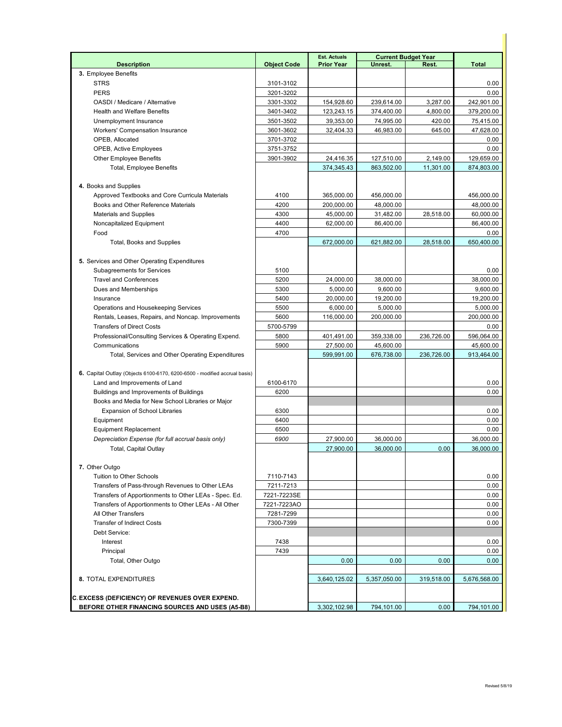| Description | Object Code | Est. Actuals Prior Year | Current Budget Year Unrest. | Current Budget Year Rest. | Total |
|---|---|---|---|---|---|
| 3. Employee Benefits | | | | | |
| STRS | 3101-3102 | | | | 0.00 |
| PERS | 3201-3202 | | | | 0.00 |
| OASDI / Medicare / Alternative | 3301-3302 | 154,928.60 | 239,614.00 | 3,287.00 | 242,901.00 |
| Health and Welfare Benefits | 3401-3402 | 123,243.15 | 374,400.00 | 4,800.00 | 379,200.00 |
| Unemployment Insurance | 3501-3502 | 39,353.00 | 74,995.00 | 420.00 | 75,415.00 |
| Workers' Compensation Insurance | 3601-3602 | 32,404.33 | 46,983.00 | 645.00 | 47,628.00 |
| OPEB, Allocated | 3701-3702 | | | | 0.00 |
| OPEB, Active Employees | 3751-3752 | | | | 0.00 |
| Other Employee Benefits | 3901-3902 | 24,416.35 | 127,510.00 | 2,149.00 | 129,659.00 |
| Total, Employee Benefits | | 374,345.43 | 863,502.00 | 11,301.00 | 874,803.00 |
| | | | | | |
| 4. Books and Supplies | | | | | |
| Approved Textbooks and Core Curricula Materials | 4100 | 365,000.00 | 456,000.00 | | 456,000.00 |
| Books and Other Reference Materials | 4200 | 200,000.00 | 48,000.00 | | 48,000.00 |
| Materials and Supplies | 4300 | 45,000.00 | 31,482.00 | 28,518.00 | 60,000.00 |
| Noncapitalized Equipment | 4400 | 62,000.00 | 86,400.00 | | 86,400.00 |
| Food | 4700 | | | | 0.00 |
| Total, Books and Supplies | | 672,000.00 | 621,882.00 | 28,518.00 | 650,400.00 |
| | | | | | |
| 5. Services and Other Operating Expenditures | | | | | |
| Subagreements for Services | 5100 | | | | 0.00 |
| Travel and Conferences | 5200 | 24,000.00 | 38,000.00 | | 38,000.00 |
| Dues and Memberships | 5300 | 5,000.00 | 9,600.00 | | 9,600.00 |
| Insurance | 5400 | 20,000.00 | 19,200.00 | | 19,200.00 |
| Operations and Housekeeping Services | 5500 | 6,000.00 | 5,000.00 | | 5,000.00 |
| Rentals, Leases, Repairs, and Noncap. Improvements | 5600 | 116,000.00 | 200,000.00 | | 200,000.00 |
| Transfers of Direct Costs | 5700-5799 | | | | 0.00 |
| Professional/Consulting Services & Operating Expend. | 5800 | 401,491.00 | 359,338.00 | 236,726.00 | 596,064.00 |
| Communications | 5900 | 27,500.00 | 45,600.00 | | 45,600.00 |
| Total, Services and Other Operating Expenditures | | 599,991.00 | 676,738.00 | 236,726.00 | 913,464.00 |
| | | | | | |
| 6. Capital Outlay (Objects 6100-6170, 6200-6500 - modified accrual basis) | | | | | |
| Land and Improvements of Land | 6100-6170 | | | | 0.00 |
| Buildings and Improvements of Buildings | 6200 | | | | 0.00 |
| Books and Media for New School Libraries or Major Expansion of School Libraries | 6300 | | | | 0.00 |
| Equipment | 6400 | | | | 0.00 |
| Equipment Replacement | 6500 | | | | 0.00 |
| *Depreciation Expense (for full accrual basis only)* | *6900* | 27,900.00 | 36,000.00 | | 36,000.00 |
| Total, Capital Outlay | | 27,900.00 | 36,000.00 | 0.00 | 36,000.00 |
| | | | | | |
| 7. Other Outgo | | | | | |
| Tuition to Other Schools | 7110-7143 | | | | 0.00 |
| Transfers of Pass-through Revenues to Other LEAs | 7211-7213 | | | | 0.00 |
| Transfers of Apportionments to Other LEAs - Spec. Ed. | 7221-7223SE | | | | 0.00 |
| Transfers of Apportionments to Other LEAs - All Other | 7221-7223AO | | | | 0.00 |
| All Other Transfers | 7281-7299 | | | | 0.00 |
| Transfer of Indirect Costs | 7300-7399 | | | | 0.00 |
| Debt Service: | | | | | |
| Interest | 7438 | | | | 0.00 |
| Principal | 7439 | | | | 0.00 |
| Total, Other Outgo | | 0.00 | 0.00 | 0.00 | 0.00 |
| | | | | | |
| 8. TOTAL EXPENDITURES | | 3,640,125.02 | 5,357,050.00 | 319,518.00 | 5,676,568.00 |
| | | | | | |
| **C. EXCESS (DEFICIENCY) OF REVENUES OVER EXPEND. BEFORE OTHER FINANCING SOURCES AND USES (A5-B8)** | | 3,302,102.98 | 794,101.00 | 0.00 | 794,101.00 |

Revised 5/8/19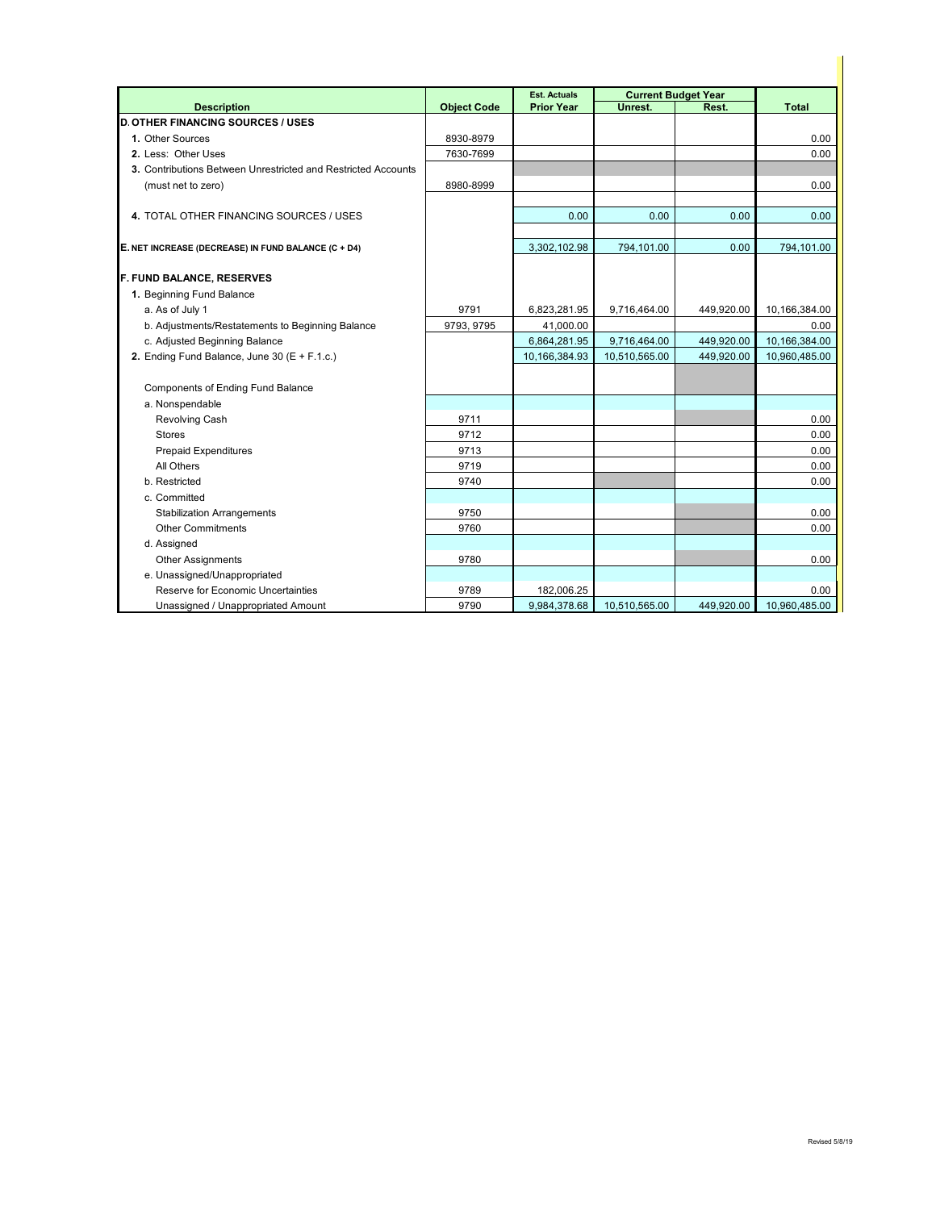| Description | Object Code | Est. Actuals Prior Year | Current Budget Year Unrest. | Current Budget Year Rest. | Total |
|---|---|---|---|---|---|
| **D. OTHER FINANCING SOURCES / USES** | | | | | |
| **1.** Other Sources | 8930-8979 | | | | 0.00 |
| **2.** Less: Other Uses | 7630-7699 | | | | 0.00 |
| **3.** Contributions Between Unrestricted and Restricted Accounts | | | | | |
| (must net to zero) | 8980-8999 | | | | 0.00 |
| **4.** TOTAL OTHER FINANCING SOURCES / USES | | 0.00 | 0.00 | 0.00 | 0.00 |
| **E. NET INCREASE (DECREASE) IN FUND BALANCE (C + D4)** | | 3,302,102.98 | 794,101.00 | 0.00 | 794,101.00 |
| **F. FUND BALANCE, RESERVES** | | | | | |
| **1.** Beginning Fund Balance | | | | | |
| a. As of July 1 | 9791 | 6,823,281.95 | 9,716,464.00 | 449,920.00 | 10,166,384.00 |
| b. Adjustments/Restatements to Beginning Balance | 9793, 9795 | 41,000.00 | | | 0.00 |
| c. Adjusted Beginning Balance | | 6,864,281.95 | 9,716,464.00 | 449,920.00 | 10,166,384.00 |
| **2.** Ending Fund Balance, June 30 (E + F.1.c.) | | 10,166,384.93 | 10,510,565.00 | 449,920.00 | 10,960,485.00 |
| Components of Ending Fund Balance | | | | | |
| a. Nonspendable | | | | | |
| Revolving Cash | 9711 | | | | 0.00 |
| Stores | 9712 | | | | 0.00 |
| Prepaid Expenditures | 9713 | | | | 0.00 |
| All Others | 9719 | | | | 0.00 |
| b. Restricted | 9740 | | | | 0.00 |
| c. Committed | | | | | |
| Stabilization Arrangements | 9750 | | | | 0.00 |
| Other Commitments | 9760 | | | | 0.00 |
| d. Assigned | | | | | |
| Other Assignments | 9780 | | | | 0.00 |
| e. Unassigned/Unappropriated | | | | | |
| Reserve for Economic Uncertainties | 9789 | 182,006.25 | | | 0.00 |
| Unassigned / Unappropriated Amount | 9790 | 9,984,378.68 | 10,510,565.00 | 449,920.00 | 10,960,485.00 |

Revised 5/8/19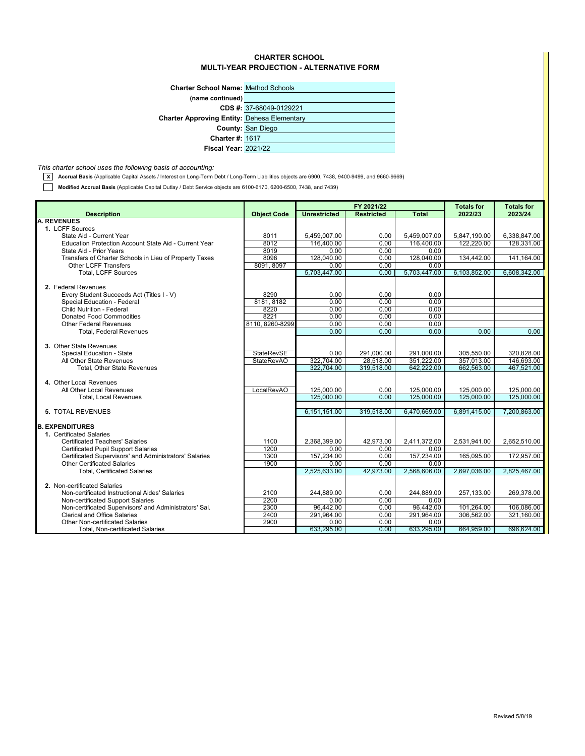# CHARTER SCHOOL
## MULTI-YEAR PROJECTION - ALTERNATIVE FORM

| | |
|---|---|
| **Charter School Name:** | Method Schools |
| **(name continued)** | |
| **CDS #:** | 37-68049-0129221 |
| **Charter Approving Entity:** | Dehesa Elementary |
| **County:** | San Diego |
| **Charter #:** | 1617 |
| **Fiscal Year:** | 2021/22 |

*This charter school uses the following basis of accounting:*

[x] **Accrual Basis** (Applicable Capital Assets / Interest on Long-Term Debt / Long-Term Liabilities objects are 6900, 7438, 9400-9499, and 9660-9669)

[ ] **Modified Accrual Basis** (Applicable Capital Outlay / Debt Service objects are 6100-6170, 6200-6500, 7438, and 7439)

| | | FY 2021/22 | | | Totals for | Totals for |
|---|---|---|---|---|---|---|
| **Description** | **Object Code** | **Unrestricted** | **Restricted** | **Total** | **2022/23** | **2023/24** |
| **A. REVENUES** | | | | | | |
| 1. LCFF Sources | | | | | | |
| State Aid - Current Year | 8011 | 5,459,007.00 | 0.00 | 5,459,007.00 | 5,847,190.00 | 6,338,847.00 |
| Education Protection Account State Aid - Current Year | 8012 | 116,400.00 | 0.00 | 116,400.00 | 122,220.00 | 128,331.00 |
| State Aid - Prior Years | 8019 | 0.00 | 0.00 | 0.00 | | |
| Transfers of Charter Schools in Lieu of Property Taxes | 8096 | 128,040.00 | 0.00 | 128,040.00 | 134,442.00 | 141,164.00 |
| Other LCFF Transfers | 8091, 8097 | 0.00 | 0.00 | 0.00 | | |
| Total, LCFF Sources | | 5,703,447.00 | 0.00 | 5,703,447.00 | 6,103,852.00 | 6,608,342.00 |
| 2. Federal Revenues | | | | | | |
| Every Student Succeeds Act (Titles I - V) | 8290 | 0.00 | 0.00 | 0.00 | | |
| Special Education - Federal | 8181, 8182 | 0.00 | 0.00 | 0.00 | | |
| Child Nutrition - Federal | 8220 | 0.00 | 0.00 | 0.00 | | |
| Donated Food Commodities | 8221 | 0.00 | 0.00 | 0.00 | | |
| Other Federal Revenues | 8110, 8260-8299 | 0.00 | 0.00 | 0.00 | | |
| Total, Federal Revenues | | 0.00 | 0.00 | 0.00 | 0.00 | 0.00 |
| 3. Other State Revenues | | | | | | |
| Special Education - State | StateRevSE | 0.00 | 291,000.00 | 291,000.00 | 305,550.00 | 320,828.00 |
| All Other State Revenues | StateRevAO | 322,704.00 | 28,518.00 | 351,222.00 | 357,013.00 | 146,693.00 |
| Total, Other State Revenues | | 322,704.00 | 319,518.00 | 642,222.00 | 662,563.00 | 467,521.00 |
| 4. Other Local Revenues | | | | | | |
| All Other Local Revenues | LocalRevAO | 125,000.00 | 0.00 | 125,000.00 | 125,000.00 | 125,000.00 |
| Total, Local Revenues | | 125,000.00 | 0.00 | 125,000.00 | 125,000.00 | 125,000.00 |
| 5. TOTAL REVENUES | | 6,151,151.00 | 319,518.00 | 6,470,669.00 | 6,891,415.00 | 7,200,863.00 |
| **B. EXPENDITURES** | | | | | | |
| 1. Certificated Salaries | | | | | | |
| Certificated Teachers' Salaries | 1100 | 2,368,399.00 | 42,973.00 | 2,411,372.00 | 2,531,941.00 | 2,652,510.00 |
| Certificated Pupil Support Salaries | 1200 | 0.00 | 0.00 | 0.00 | | |
| Certificated Supervisors' and Administrators' Salaries | 1300 | 157,234.00 | 0.00 | 157,234.00 | 165,095.00 | 172,957.00 |
| Other Certificated Salaries | 1900 | 0.00 | 0.00 | 0.00 | | |
| Total, Certificated Salaries | | 2,525,633.00 | 42,973.00 | 2,568,606.00 | 2,697,036.00 | 2,825,467.00 |
| 2. Non-certificated Salaries | | | | | | |
| Non-certificated Instructional Aides' Salaries | 2100 | 244,889.00 | 0.00 | 244,889.00 | 257,133.00 | 269,378.00 |
| Non-certificated Support Salaries | 2200 | 0.00 | 0.00 | 0.00 | | |
| Non-certificated Supervisors' and Administrators' Sal. | 2300 | 96,442.00 | 0.00 | 96,442.00 | 101,264.00 | 106,086.00 |
| Clerical and Office Salaries | 2400 | 291,964.00 | 0.00 | 291,964.00 | 306,562.00 | 321,160.00 |
| Other Non-certificated Salaries | 2900 | 0.00 | 0.00 | 0.00 | | |
| Total, Non-certificated Salaries | | 633,295.00 | 0.00 | 633,295.00 | 664,959.00 | 696,624.00 |

Revised 5/8/19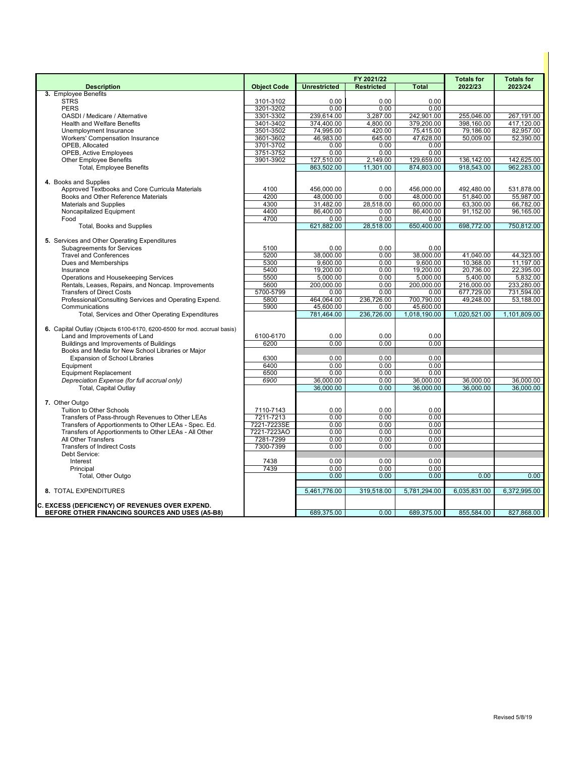| Description | Object Code | FY 2021/22 | | | Totals for 2022/23 | Totals for 2023/24 |
|---|---|---|---|---|---|---|
| | | Unrestricted | Restricted | Total | | |
| **3.** Employee Benefits | | | | | | |
| STRS | 3101-3102 | 0.00 | 0.00 | 0.00 | | |
| PERS | 3201-3202 | 0.00 | 0.00 | 0.00 | | |
| OASDI / Medicare / Alternative | 3301-3302 | 239,614.00 | 3,287.00 | 242,901.00 | 255,046.00 | 267,191.00 |
| Health and Welfare Benefits | 3401-3402 | 374,400.00 | 4,800.00 | 379,200.00 | 398,160.00 | 417,120.00 |
| Unemployment Insurance | 3501-3502 | 74,995.00 | 420.00 | 75,415.00 | 79,186.00 | 82,957.00 |
| Workers' Compensation Insurance | 3601-3602 | 46,983.00 | 645.00 | 47,628.00 | 50,009.00 | 52,390.00 |
| OPEB, Allocated | 3701-3702 | 0.00 | 0.00 | 0.00 | | |
| OPEB, Active Employees | 3751-3752 | 0.00 | 0.00 | 0.00 | | |
| Other Employee Benefits | 3901-3902 | 127,510.00 | 2,149.00 | 129,659.00 | 136,142.00 | 142,625.00 |
| Total, Employee Benefits | | 863,502.00 | 11,301.00 | 874,803.00 | 918,543.00 | 962,283.00 |
| **4.** Books and Supplies | | | | | | |
| Approved Textbooks and Core Curricula Materials | 4100 | 456,000.00 | 0.00 | 456,000.00 | 492,480.00 | 531,878.00 |
| Books and Other Reference Materials | 4200 | 48,000.00 | 0.00 | 48,000.00 | 51,840.00 | 55,987.00 |
| Materials and Supplies | 4300 | 31,482.00 | 28,518.00 | 60,000.00 | 63,300.00 | 66,782.00 |
| Noncapitalized Equipment | 4400 | 86,400.00 | 0.00 | 86,400.00 | 91,152.00 | 96,165.00 |
| Food | 4700 | 0.00 | 0.00 | 0.00 | | |
| Total, Books and Supplies | | 621,882.00 | 28,518.00 | 650,400.00 | 698,772.00 | 750,812.00 |
| **5.** Services and Other Operating Expenditures | | | | | | |
| Subagreements for Services | 5100 | 0.00 | 0.00 | 0.00 | | |
| Travel and Conferences | 5200 | 38,000.00 | 0.00 | 38,000.00 | 41,040.00 | 44,323.00 |
| Dues and Memberships | 5300 | 9,600.00 | 0.00 | 9,600.00 | 10,368.00 | 11,197.00 |
| Insurance | 5400 | 19,200.00 | 0.00 | 19,200.00 | 20,736.00 | 22,395.00 |
| Operations and Housekeeping Services | 5500 | 5,000.00 | 0.00 | 5,000.00 | 5,400.00 | 5,832.00 |
| Rentals, Leases, Repairs, and Noncap. Improvements | 5600 | 200,000.00 | 0.00 | 200,000.00 | 216,000.00 | 233,280.00 |
| Transfers of Direct Costs | 5700-5799 | 0.00 | 0.00 | 0.00 | 677,729.00 | 731,594.00 |
| Professional/Consulting Services and Operating Expend. | 5800 | 464,064.00 | 236,726.00 | 700,790.00 | 49,248.00 | 53,188.00 |
| Communications | 5900 | 45,600.00 | 0.00 | 45,600.00 | | |
| Total, Services and Other Operating Expenditures | | 781,464.00 | 236,726.00 | 1,018,190.00 | 1,020,521.00 | 1,101,809.00 |
| **6.** Capital Outlay (Objects 6100-6170, 6200-6500 for mod. accrual basis) | | | | | | |
| Land and Improvements of Land | 6100-6170 | 0.00 | 0.00 | 0.00 | | |
| Buildings and Improvements of Buildings | 6200 | 0.00 | 0.00 | 0.00 | | |
| Books and Media for New School Libraries or Major Expansion of School Libraries | 6300 | 0.00 | 0.00 | 0.00 | | |
| Equipment | 6400 | 0.00 | 0.00 | 0.00 | | |
| Equipment Replacement | 6500 | 0.00 | 0.00 | 0.00 | | |
| *Depreciation Expense (for full accrual only)* | *6900* | 36,000.00 | 0.00 | 36,000.00 | 36,000.00 | 36,000.00 |
| Total, Capital Outlay | | 36,000.00 | 0.00 | 36,000.00 | 36,000.00 | 36,000.00 |
| **7.** Other Outgo | | | | | | |
| Tuition to Other Schools | 7110-7143 | 0.00 | 0.00 | 0.00 | | |
| Transfers of Pass-through Revenues to Other LEAs | 7211-7213 | 0.00 | 0.00 | 0.00 | | |
| Transfers of Apportionments to Other LEAs - Spec. Ed. | 7221-7223SE | 0.00 | 0.00 | 0.00 | | |
| Transfers of Apportionments to Other LEAs - All Other | 7221-7223AO | 0.00 | 0.00 | 0.00 | | |
| All Other Transfers | 7281-7299 | 0.00 | 0.00 | 0.00 | | |
| Transfers of Indirect Costs | 7300-7399 | 0.00 | 0.00 | 0.00 | | |
| Debt Service: | | | | | | |
| Interest | 7438 | 0.00 | 0.00 | 0.00 | | |
| Principal | 7439 | 0.00 | 0.00 | 0.00 | | |
| Total, Other Outgo | | 0.00 | 0.00 | 0.00 | 0.00 | 0.00 |
| **8.** TOTAL EXPENDITURES | | 5,461,776.00 | 319,518.00 | 5,781,294.00 | 6,035,831.00 | 6,372,995.00 |
| **C. EXCESS (DEFICIENCY) OF REVENUES OVER EXPEND. BEFORE OTHER FINANCING SOURCES AND USES (A5-B8)** | | 689,375.00 | 0.00 | 689,375.00 | 855,584.00 | 827,868.00 |

Revised 5/8/19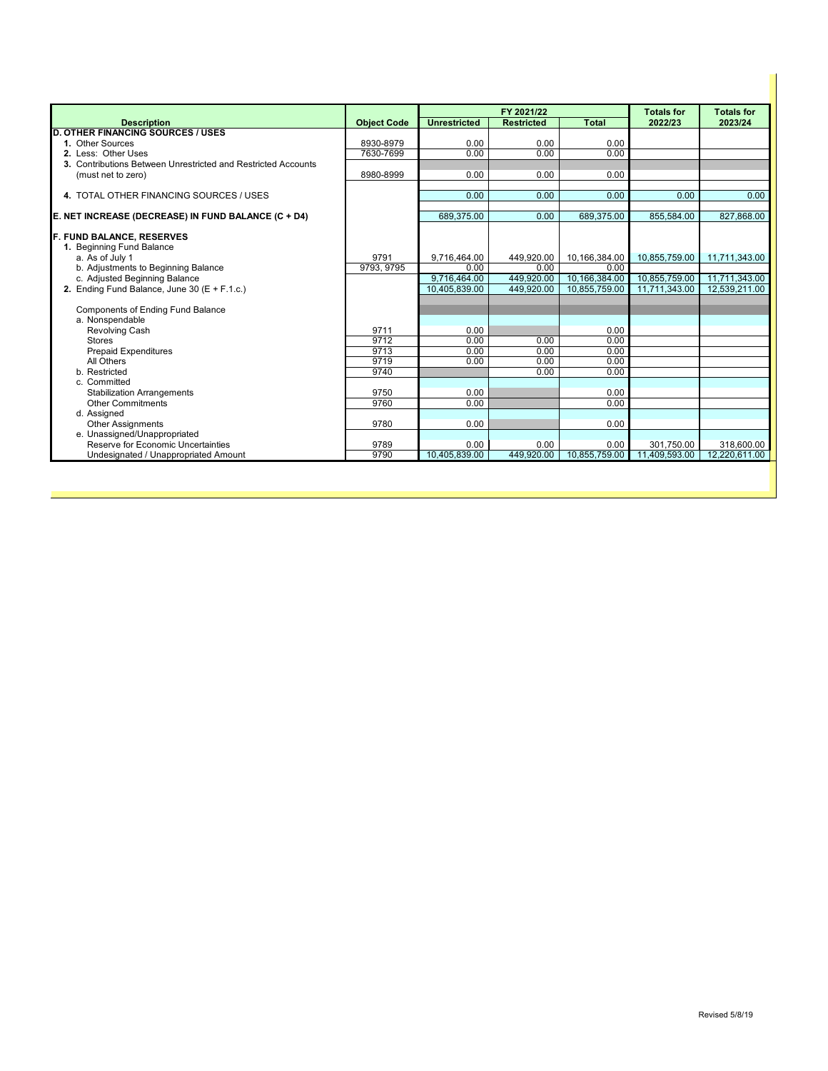| Description | Object Code | FY 2021/22 Unrestricted | FY 2021/22 Restricted | FY 2021/22 Total | Totals for 2022/23 | Totals for 2023/24 |
|---|---|---|---|---|---|---|
| **D. OTHER FINANCING SOURCES / USES** | | | | | | |
| **1.** Other Sources | 8930-8979 | 0.00 | 0.00 | 0.00 | | |
| **2.** Less: Other Uses | 7630-7699 | 0.00 | 0.00 | 0.00 | | |
| **3.** Contributions Between Unrestricted and Restricted Accounts (must net to zero) | 8980-8999 | 0.00 | 0.00 | 0.00 | | |
| **4.** TOTAL OTHER FINANCING SOURCES / USES | | 0.00 | 0.00 | 0.00 | 0.00 | 0.00 |
| **E. NET INCREASE (DECREASE) IN FUND BALANCE (C + D4)** | | 689,375.00 | 0.00 | 689,375.00 | 855,584.00 | 827,868.00 |
| **F. FUND BALANCE, RESERVES** | | | | | | |
| **1.** Beginning Fund Balance | | | | | | |
| a. As of July 1 | 9791 | 9,716,464.00 | 449,920.00 | 10,166,384.00 | 10,855,759.00 | 11,711,343.00 |
| b. Adjustments to Beginning Balance | 9793, 9795 | 0.00 | 0.00 | 0.00 | | |
| c. Adjusted Beginning Balance | | 9,716,464.00 | 449,920.00 | 10,166,384.00 | 10,855,759.00 | 11,711,343.00 |
| **2.** Ending Fund Balance, June 30 (E + F.1.c.) | | 10,405,839.00 | 449,920.00 | 10,855,759.00 | 11,711,343.00 | 12,539,211.00 |
| Components of Ending Fund Balance | | | | | | |
| a. Nonspendable | | | | | | |
| Revolving Cash | 9711 | 0.00 | | 0.00 | | |
| Stores | 9712 | 0.00 | 0.00 | 0.00 | | |
| Prepaid Expenditures | 9713 | 0.00 | 0.00 | 0.00 | | |
| All Others | 9719 | 0.00 | 0.00 | 0.00 | | |
| b. Restricted | 9740 | | 0.00 | 0.00 | | |
| c. Committed | | | | | | |
| Stabilization Arrangements | 9750 | 0.00 | | 0.00 | | |
| Other Commitments | 9760 | 0.00 | | 0.00 | | |
| d. Assigned | | | | | | |
| Other Assignments | 9780 | 0.00 | | 0.00 | | |
| e. Unassigned/Unappropriated | | | | | | |
| Reserve for Economic Uncertainties | 9789 | 0.00 | 0.00 | 0.00 | 301,750.00 | 318,600.00 |
| Undesignated / Unappropriated Amount | 9790 | 10,405,839.00 | 449,920.00 | 10,855,759.00 | 11,409,593.00 | 12,220,611.00 |

Revised 5/8/19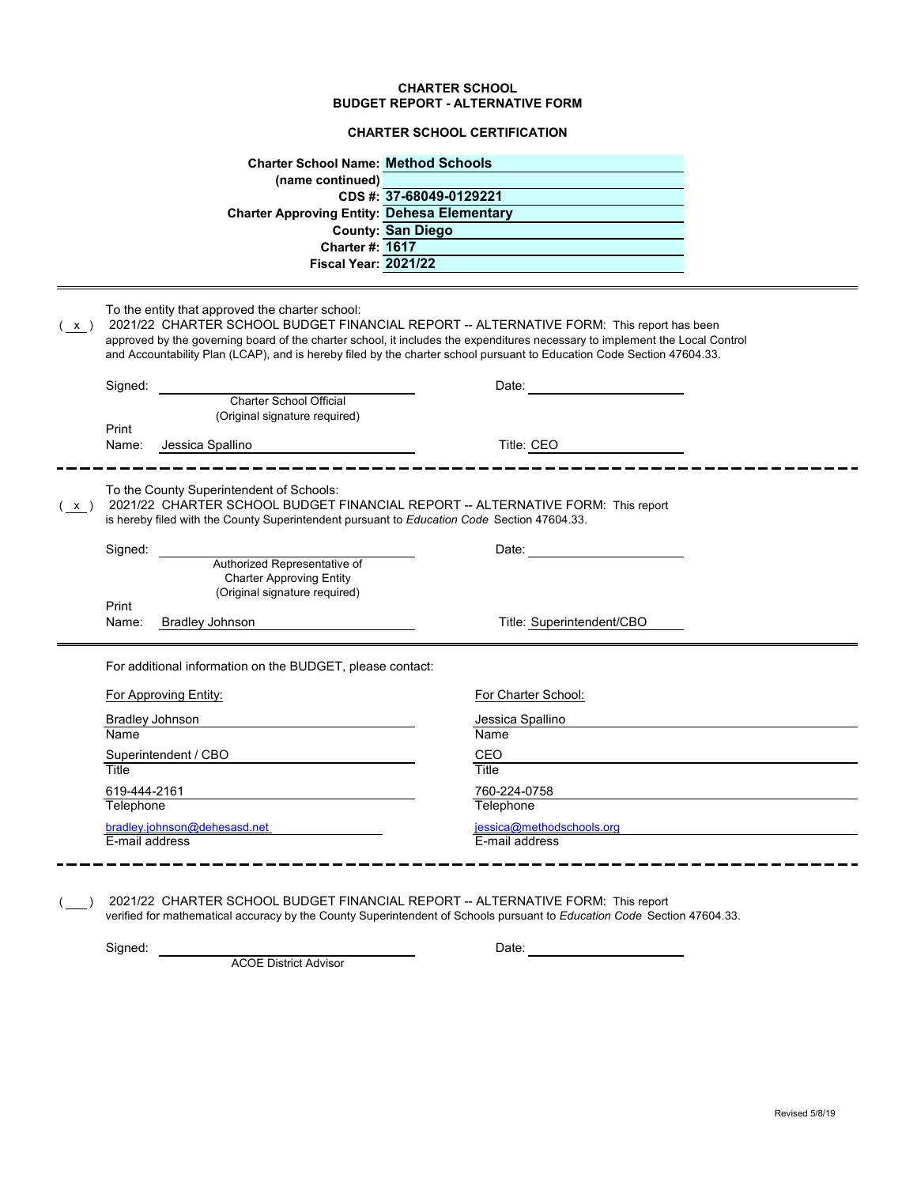**CHARTER SCHOOL**
**BUDGET REPORT - ALTERNATIVE FORM**

**CHARTER SCHOOL CERTIFICATION**

**Charter School Name:** Method Schools
**(name continued)**
**CDS #:** 37-68049-0129221
**Charter Approving Entity:** Dehesa Elementary
**County:** San Diego
**Charter #:** 1617
**Fiscal Year:** 2021/22

---

To the entity that approved the charter school:

( x ) 2021/22 CHARTER SCHOOL BUDGET FINANCIAL REPORT -- ALTERNATIVE FORM: This report has been approved by the governing board of the charter school, it includes the expenditures necessary to implement the Local Control and Accountability Plan (LCAP), and is hereby filed by the charter school pursuant to Education Code Section 47604.33.

Signed: ______________________ Date: ______________________
Charter School Official
(Original signature required)

Print Name: Jessica Spallino Title: CEO

---

To the County Superintendent of Schools:

( x ) 2021/22 CHARTER SCHOOL BUDGET FINANCIAL REPORT -- ALTERNATIVE FORM: This report is hereby filed with the County Superintendent pursuant to *Education Code* Section 47604.33.

Signed: ______________________ Date: ______________________
Authorized Representative of
Charter Approving Entity
(Original signature required)

Print Name: Bradley Johnson Title: Superintendent/CBO

---

For additional information on the BUDGET, please contact:

| For Approving Entity: | For Charter School: |
|---|---|
| Bradley Johnson | Jessica Spallino |
| Name | Name |
| Superintendent / CBO | CEO |
| Title | Title |
| 619-444-2161 | 760-224-0758 |
| Telephone | Telephone |
| bradley.johnson@dehesasd.net | jessica@methodschools.org |
| E-mail address | E-mail address |

---

( ) 2021/22 CHARTER SCHOOL BUDGET FINANCIAL REPORT -- ALTERNATIVE FORM: This report verified for mathematical accuracy by the County Superintendent of Schools pursuant to *Education Code* Section 47604.33.

Signed: ______________________ Date: ______________________
ACOE District Advisor